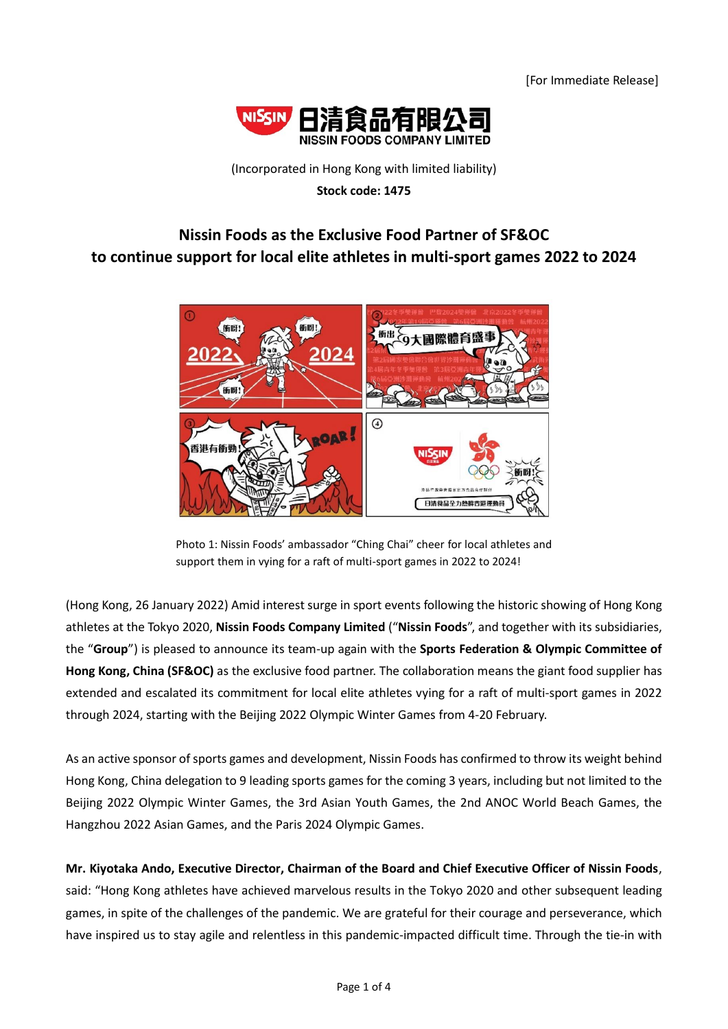[For Immediate Release]

**NISSIN FOODS COMPANY LIMITED**

(Incorporated in Hong Kong with limited liability)

**Stock code: 1475**

## Nissin Foods as the Exclusive Food Partner of SF&OC to continue support for local elite athletes in multi-sport games 2022 to 2024

Photo 1: Nissin Foods' ambassador "Ching Chai" cheer for local athletes and support them in vying for a raft of multi-sport games in 2022 to 2024!

(Hong Kong, 26 January 2022) Amid interest surge in sport events following the historic showing of Hong Kong athletes at the Tokyo 2020, **Nissin Foods Company Limited** ("**Nissin Foods**", and together with its subsidiaries, the "**Group**") is pleased to announce its team-up again with the **Sports Federation & Olympic Committee of Hong Kong, China (SF&OC)** as the exclusive food partner. The collaboration means the giant food supplier has extended and escalated its commitment for local elite athletes vying for a raft of multi-sport games in 2022 through 2024, starting with the Beijing 2022 Olympic Winter Games from 4-20 February.

As an active sponsor of sports games and development, Nissin Foods has confirmed to throw its weight behind Hong Kong, China delegation to 9 leading sports games for the coming 3 years, including but not limited to the Beijing 2022 Olympic Winter Games, the 3rd Asian Youth Games, the 2nd ANOC World Beach Games, the Hangzhou 2022 Asian Games, and the Paris 2024 Olympic Games.

**Mr. Kiyotaka Ando, Executive Director, Chairman of the Board and Chief Executive Officer of Nissin Foods**, said: "Hong Kong athletes have achieved marvelous results in the Tokyo 2020 and other subsequent leading games, in spite of the challenges of the pandemic. We are grateful for their courage and perseverance, which have inspired us to stay agile and relentless in this pandemic-impacted difficult time. Through the tie-in with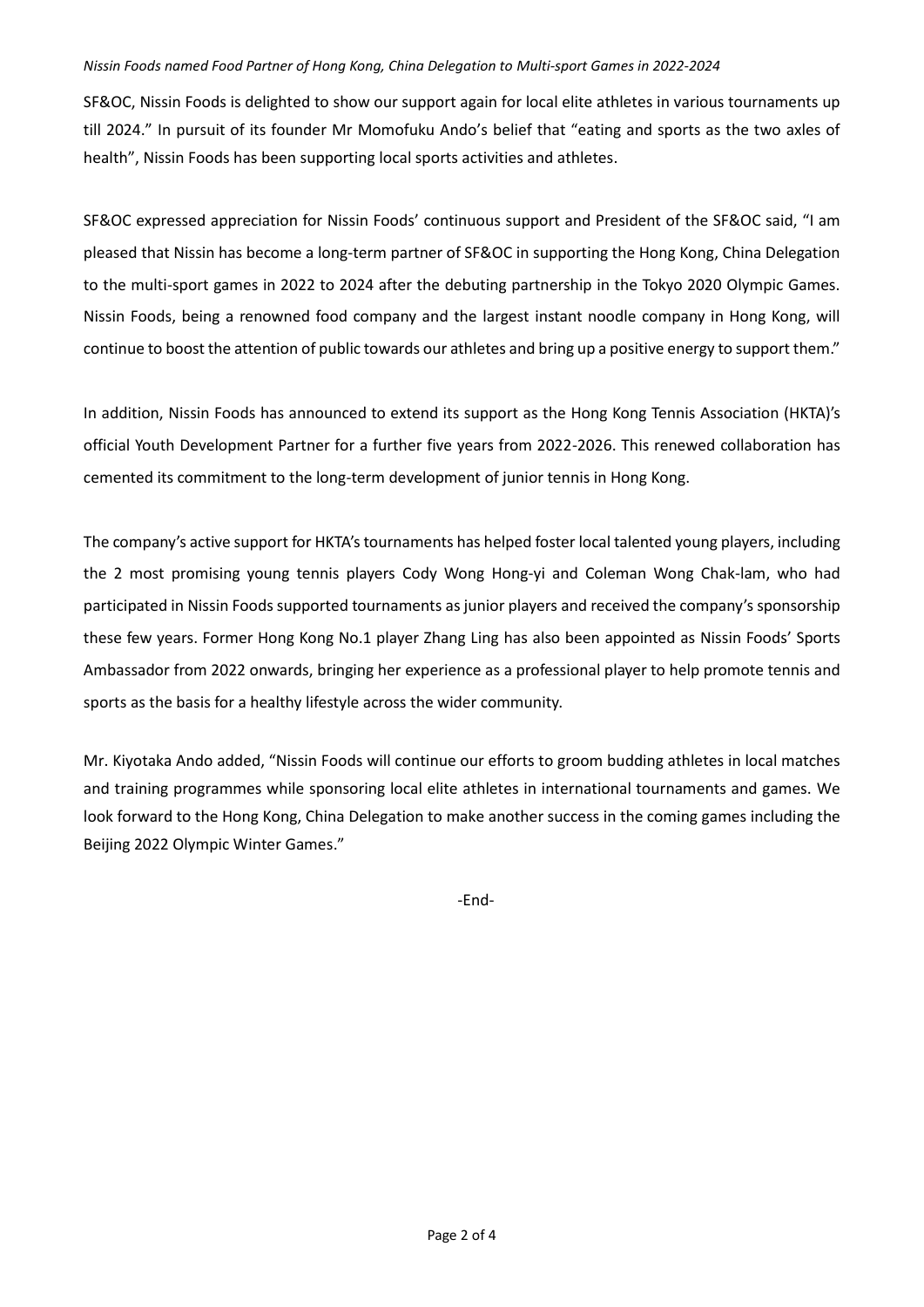SF&OC, Nissin Foods is delighted to show our support again for local elite athletes in various tournaments up till 2024." In pursuit of its founder Mr Momofuku Ando's belief that "eating and sports as the two axles of health", Nissin Foods has been supporting local sports activities and athletes.

SF&OC expressed appreciation for Nissin Foods' continuous support and President of the SF&OC said, "I am pleased that Nissin has become a long-term partner of SF&OC in supporting the Hong Kong, China Delegation to the multi-sport games in 2022 to 2024 after the debuting partnership in the Tokyo 2020 Olympic Games. Nissin Foods, being a renowned food company and the largest instant noodle company in Hong Kong, will continue to boost the attention of public towards our athletes and bring up a positive energy to support them."

In addition, Nissin Foods has announced to extend its support as the Hong Kong Tennis Association (HKTA)'s official Youth Development Partner for a further five years from 2022-2026. This renewed collaboration has cemented its commitment to the long-term development of junior tennis in Hong Kong.

The company's active support for HKTA's tournaments has helped foster local talented young players, including the 2 most promising young tennis players Cody Wong Hong-yi and Coleman Wong Chak-lam, who had participated in Nissin Foods supported tournaments as junior players and received the company's sponsorship these few years. Former Hong Kong No.1 player Zhang Ling has also been appointed as Nissin Foods' Sports Ambassador from 2022 onwards, bringing her experience as a professional player to help promote tennis and sports as the basis for a healthy lifestyle across the wider community.

Mr. Kiyotaka Ando added, "Nissin Foods will continue our efforts to groom budding athletes in local matches and training programmes while sponsoring local elite athletes in international tournaments and games. We look forward to the Hong Kong, China Delegation to make another success in the coming games including the Beijing 2022 Olympic Winter Games."

-End-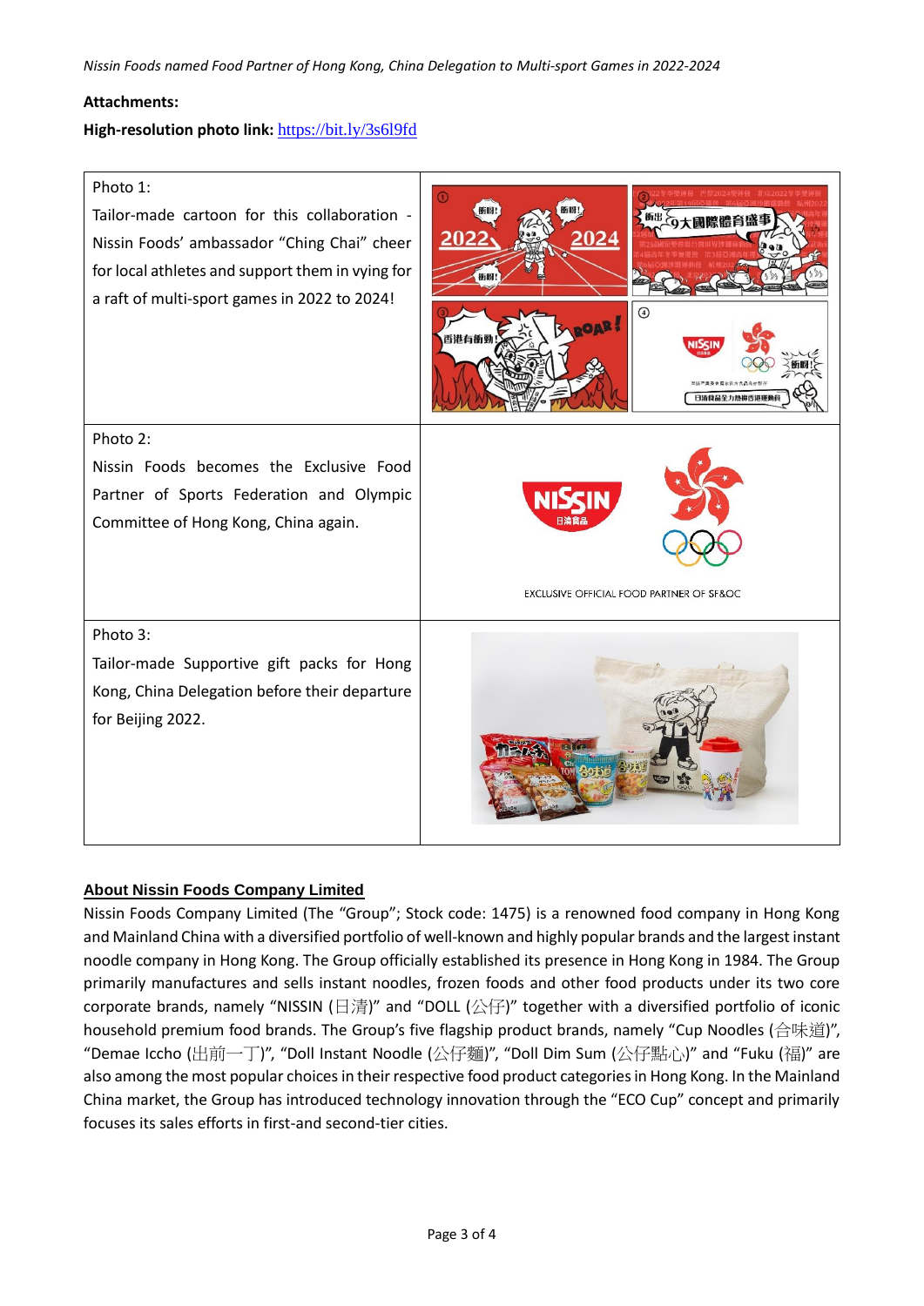**Attachments:**

**High-resolution photo link:** https://bit.ly/3s6l9fd

| | |
|---|---|
| Photo 1: Tailor-made cartoon for this collaboration - Nissin Foods' ambassador "Ching Chai" cheer for local athletes and support them in vying for a raft of multi-sport games in 2022 to 2024! | |
| Photo 2: Nissin Foods becomes the Exclusive Food Partner of Sports Federation and Olympic Committee of Hong Kong, China again. | |
| Photo 3: Tailor-made Supportive gift packs for Hong Kong, China Delegation before their departure for Beijing 2022. | |

**About Nissin Foods Company Limited**

Nissin Foods Company Limited (The "Group"; Stock code: 1475) is a renowned food company in Hong Kong and Mainland China with a diversified portfolio of well-known and highly popular brands and the largest instant noodle company in Hong Kong. The Group officially established its presence in Hong Kong in 1984. The Group primarily manufactures and sells instant noodles, frozen foods and other food products under its two core corporate brands, namely "NISSIN (日清)" and "DOLL (公仔)" together with a diversified portfolio of iconic household premium food brands. The Group's five flagship product brands, namely "Cup Noodles (合味道)", "Demae Iccho (出前一丁)", "Doll Instant Noodle (公仔麵)", "Doll Dim Sum (公仔點心)" and "Fuku (福)" are also among the most popular choices in their respective food product categories in Hong Kong. In the Mainland China market, the Group has introduced technology innovation through the "ECO Cup" concept and primarily focuses its sales efforts in first-and second-tier cities.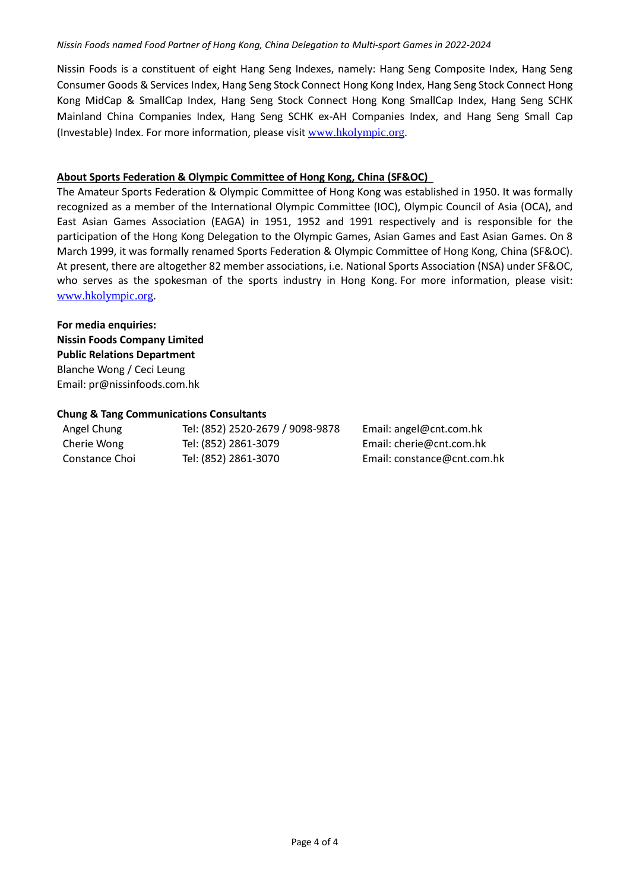Nissin Foods is a constituent of eight Hang Seng Indexes, namely: Hang Seng Composite Index, Hang Seng Consumer Goods & Services Index, Hang Seng Stock Connect Hong Kong Index, Hang Seng Stock Connect Hong Kong MidCap & SmallCap Index, Hang Seng Stock Connect Hong Kong SmallCap Index, Hang Seng SCHK Mainland China Companies Index, Hang Seng SCHK ex-AH Companies Index, and Hang Seng Small Cap (Investable) Index. For more information, please visit www.hkolympic.org.

## About Sports Federation & Olympic Committee of Hong Kong, China (SF&OC)

The Amateur Sports Federation & Olympic Committee of Hong Kong was established in 1950. It was formally recognized as a member of the International Olympic Committee (IOC), Olympic Council of Asia (OCA), and East Asian Games Association (EAGA) in 1951, 1952 and 1991 respectively and is responsible for the participation of the Hong Kong Delegation to the Olympic Games, Asian Games and East Asian Games. On 8 March 1999, it was formally renamed Sports Federation & Olympic Committee of Hong Kong, China (SF&OC). At present, there are altogether 82 member associations, i.e. National Sports Association (NSA) under SF&OC, who serves as the spokesman of the sports industry in Hong Kong. For more information, please visit: www.hkolympic.org.

**For media enquiries:**
**Nissin Foods Company Limited**
**Public Relations Department**
Blanche Wong / Ceci Leung
Email: pr@nissinfoods.com.hk

**Chung & Tang Communications Consultants**

| | | |
|---|---|---|
| Angel Chung | Tel: (852) 2520-2679 / 9098-9878 | Email: angel@cnt.com.hk |
| Cherie Wong | Tel: (852) 2861-3079 | Email: cherie@cnt.com.hk |
| Constance Choi | Tel: (852) 2861-3070 | Email: constance@cnt.com.hk |